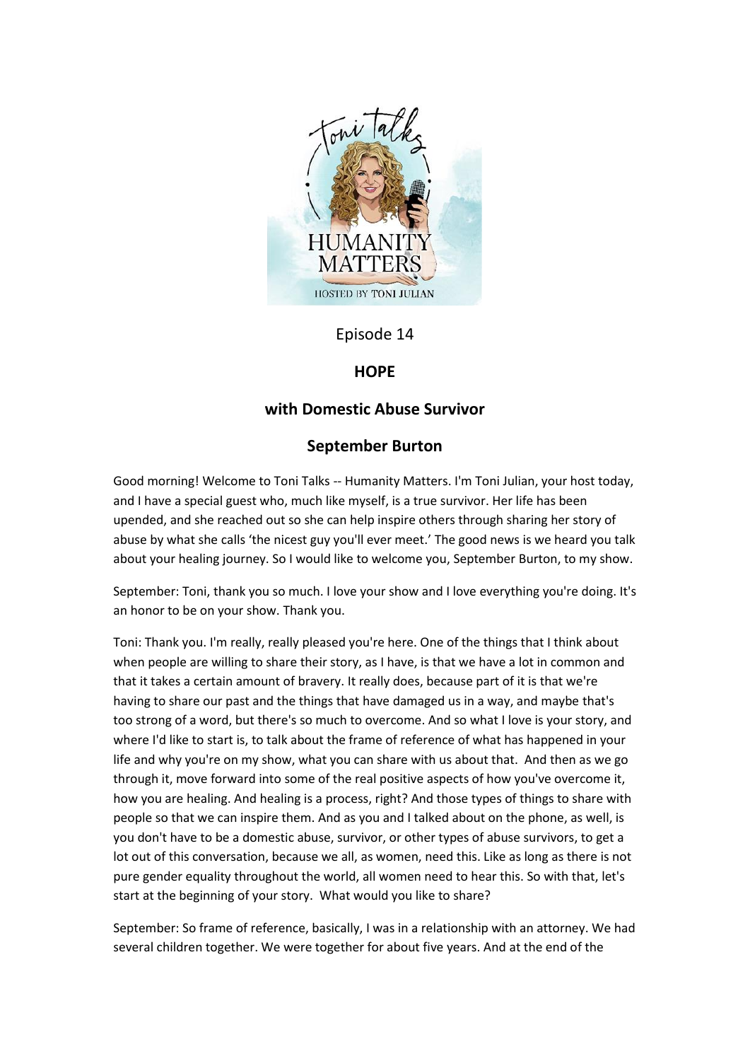Episode 14

**HOPE**

**with Domestic Abuse Survivor**

**September Burton**

Good morning! Welcome to Toni Talks -- Humanity Matters. I'm Toni Julian, your host today, and I have a special guest who, much like myself, is a true survivor. Her life has been upended, and she reached out so she can help inspire others through sharing her story of abuse by what she calls 'the nicest guy you'll ever meet.' The good news is we heard you talk about your healing journey. So I would like to welcome you, September Burton, to my show.

September: Toni, thank you so much. I love your show and I love everything you're doing. It's an honor to be on your show. Thank you.

Toni: Thank you. I'm really, really pleased you're here. One of the things that I think about when people are willing to share their story, as I have, is that we have a lot in common and that it takes a certain amount of bravery. It really does, because part of it is that we're having to share our past and the things that have damaged us in a way, and maybe that's too strong of a word, but there's so much to overcome. And so what I love is your story, and where I'd like to start is, to talk about the frame of reference of what has happened in your life and why you're on my show, what you can share with us about that. And then as we go through it, move forward into some of the real positive aspects of how you've overcome it, how you are healing. And healing is a process, right? And those types of things to share with people so that we can inspire them. And as you and I talked about on the phone, as well, is you don't have to be a domestic abuse, survivor, or other types of abuse survivors, to get a lot out of this conversation, because we all, as women, need this. Like as long as there is not pure gender equality throughout the world, all women need to hear this. So with that, let's start at the beginning of your story. What would you like to share?

September: So frame of reference, basically, I was in a relationship with an attorney. We had several children together. We were together for about five years. And at the end of the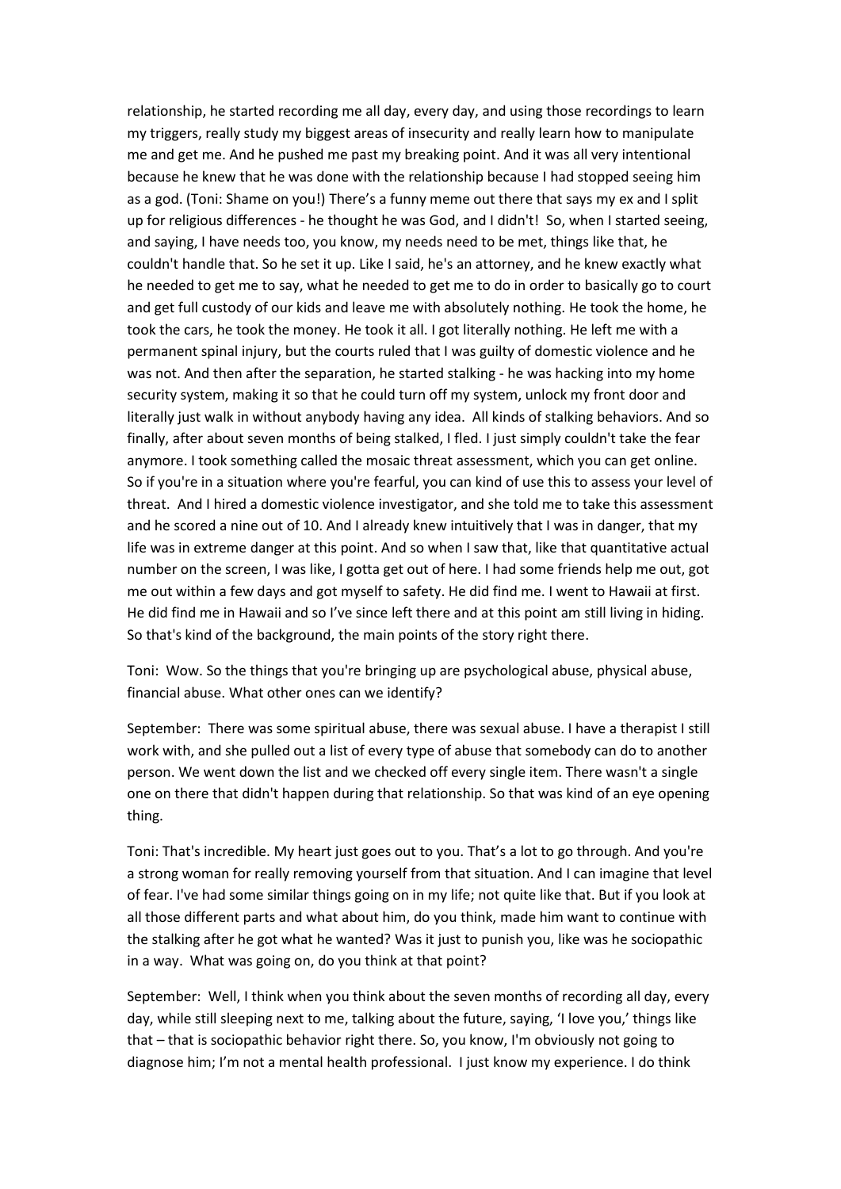relationship, he started recording me all day, every day, and using those recordings to learn my triggers, really study my biggest areas of insecurity and really learn how to manipulate me and get me. And he pushed me past my breaking point. And it was all very intentional because he knew that he was done with the relationship because I had stopped seeing him as a god. (Toni: Shame on you!) There's a funny meme out there that says my ex and I split up for religious differences - he thought he was God, and I didn't! So, when I started seeing, and saying, I have needs too, you know, my needs need to be met, things like that, he couldn't handle that. So he set it up. Like I said, he's an attorney, and he knew exactly what he needed to get me to say, what he needed to get me to do in order to basically go to court and get full custody of our kids and leave me with absolutely nothing. He took the home, he took the cars, he took the money. He took it all. I got literally nothing. He left me with a permanent spinal injury, but the courts ruled that I was guilty of domestic violence and he was not. And then after the separation, he started stalking - he was hacking into my home security system, making it so that he could turn off my system, unlock my front door and literally just walk in without anybody having any idea. All kinds of stalking behaviors. And so finally, after about seven months of being stalked, I fled. I just simply couldn't take the fear anymore. I took something called the mosaic threat assessment, which you can get online. So if you're in a situation where you're fearful, you can kind of use this to assess your level of threat. And I hired a domestic violence investigator, and she told me to take this assessment and he scored a nine out of 10. And I already knew intuitively that I was in danger, that my life was in extreme danger at this point. And so when I saw that, like that quantitative actual number on the screen, I was like, I gotta get out of here. I had some friends help me out, got me out within a few days and got myself to safety. He did find me. I went to Hawaii at first. He did find me in Hawaii and so I've since left there and at this point am still living in hiding. So that's kind of the background, the main points of the story right there.

Toni: Wow. So the things that you're bringing up are psychological abuse, physical abuse, financial abuse. What other ones can we identify?

September: There was some spiritual abuse, there was sexual abuse. I have a therapist I still work with, and she pulled out a list of every type of abuse that somebody can do to another person. We went down the list and we checked off every single item. There wasn't a single one on there that didn't happen during that relationship. So that was kind of an eye opening thing.

Toni: That's incredible. My heart just goes out to you. That's a lot to go through. And you're a strong woman for really removing yourself from that situation. And I can imagine that level of fear. I've had some similar things going on in my life; not quite like that. But if you look at all those different parts and what about him, do you think, made him want to continue with the stalking after he got what he wanted? Was it just to punish you, like was he sociopathic in a way. What was going on, do you think at that point?

September: Well, I think when you think about the seven months of recording all day, every day, while still sleeping next to me, talking about the future, saying, 'I love you,' things like that – that is sociopathic behavior right there. So, you know, I'm obviously not going to diagnose him; I'm not a mental health professional. I just know my experience. I do think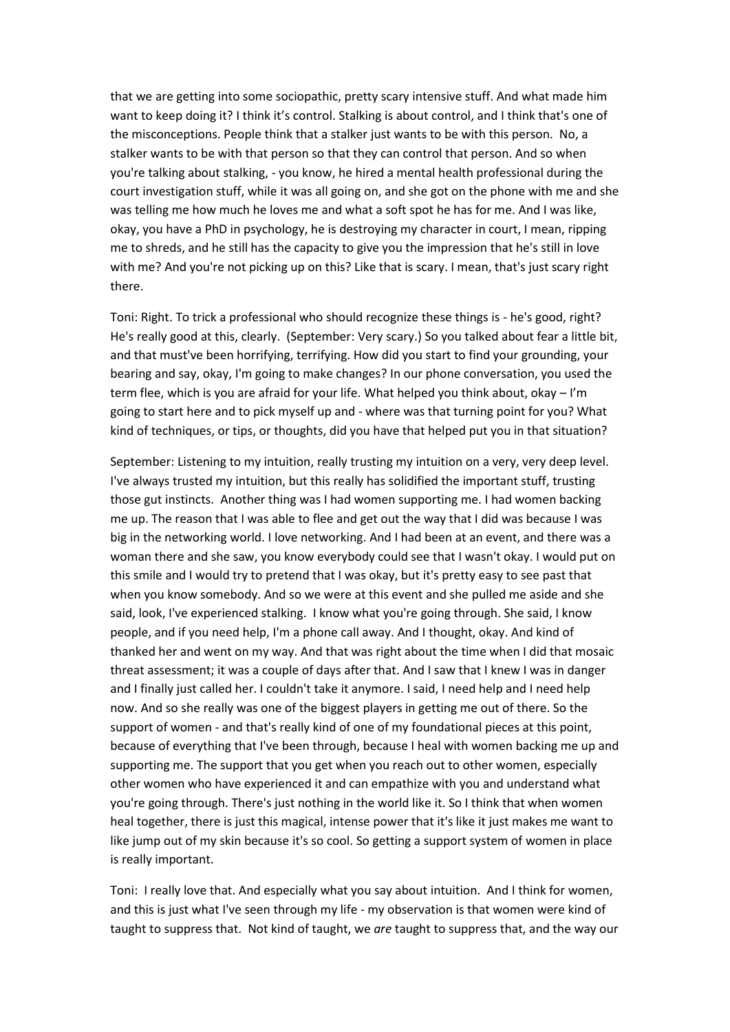that we are getting into some sociopathic, pretty scary intensive stuff. And what made him want to keep doing it? I think it's control. Stalking is about control, and I think that's one of the misconceptions. People think that a stalker just wants to be with this person. No, a stalker wants to be with that person so that they can control that person. And so when you're talking about stalking, - you know, he hired a mental health professional during the court investigation stuff, while it was all going on, and she got on the phone with me and she was telling me how much he loves me and what a soft spot he has for me. And I was like, okay, you have a PhD in psychology, he is destroying my character in court, I mean, ripping me to shreds, and he still has the capacity to give you the impression that he's still in love with me? And you're not picking up on this? Like that is scary. I mean, that's just scary right there.

Toni: Right. To trick a professional who should recognize these things is - he's good, right? He's really good at this, clearly. (September: Very scary.) So you talked about fear a little bit, and that must've been horrifying, terrifying. How did you start to find your grounding, your bearing and say, okay, I'm going to make changes? In our phone conversation, you used the term flee, which is you are afraid for your life. What helped you think about, okay – I'm going to start here and to pick myself up and - where was that turning point for you? What kind of techniques, or tips, or thoughts, did you have that helped put you in that situation?

September: Listening to my intuition, really trusting my intuition on a very, very deep level. I've always trusted my intuition, but this really has solidified the important stuff, trusting those gut instincts. Another thing was I had women supporting me. I had women backing me up. The reason that I was able to flee and get out the way that I did was because I was big in the networking world. I love networking. And I had been at an event, and there was a woman there and she saw, you know everybody could see that I wasn't okay. I would put on this smile and I would try to pretend that I was okay, but it's pretty easy to see past that when you know somebody. And so we were at this event and she pulled me aside and she said, look, I've experienced stalking. I know what you're going through. She said, I know people, and if you need help, I'm a phone call away. And I thought, okay. And kind of thanked her and went on my way. And that was right about the time when I did that mosaic threat assessment; it was a couple of days after that. And I saw that I knew I was in danger and I finally just called her. I couldn't take it anymore. I said, I need help and I need help now. And so she really was one of the biggest players in getting me out of there. So the support of women - and that's really kind of one of my foundational pieces at this point, because of everything that I've been through, because I heal with women backing me up and supporting me. The support that you get when you reach out to other women, especially other women who have experienced it and can empathize with you and understand what you're going through. There's just nothing in the world like it. So I think that when women heal together, there is just this magical, intense power that it's like it just makes me want to like jump out of my skin because it's so cool. So getting a support system of women in place is really important.

Toni: I really love that. And especially what you say about intuition. And I think for women, and this is just what I've seen through my life - my observation is that women were kind of taught to suppress that. Not kind of taught, we *are* taught to suppress that, and the way our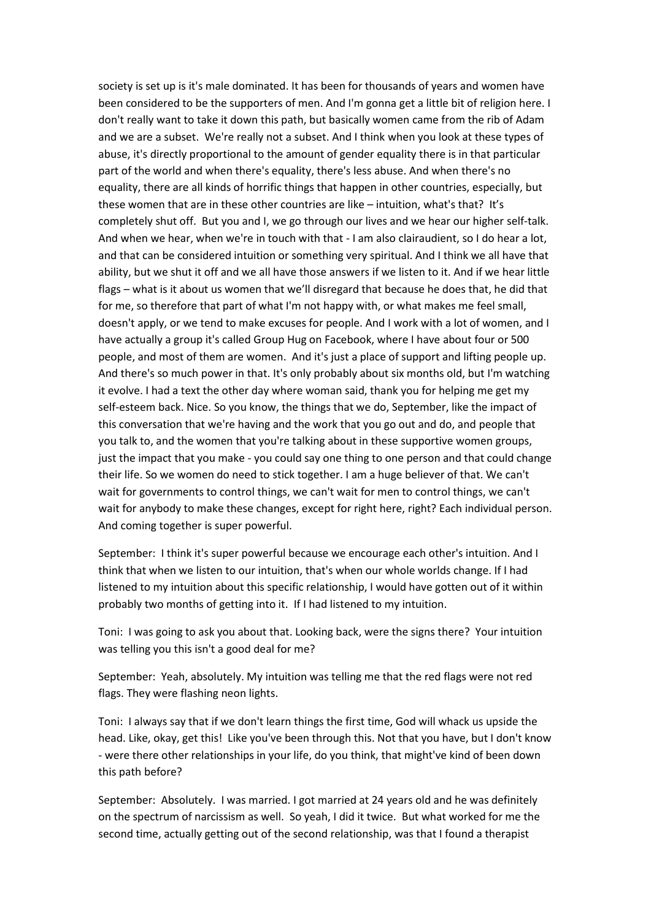society is set up is it's male dominated. It has been for thousands of years and women have been considered to be the supporters of men. And I'm gonna get a little bit of religion here. I don't really want to take it down this path, but basically women came from the rib of Adam and we are a subset. We're really not a subset. And I think when you look at these types of abuse, it's directly proportional to the amount of gender equality there is in that particular part of the world and when there's equality, there's less abuse. And when there's no equality, there are all kinds of horrific things that happen in other countries, especially, but these women that are in these other countries are like – intuition, what's that? It's completely shut off. But you and I, we go through our lives and we hear our higher self-talk. And when we hear, when we're in touch with that - I am also clairaudient, so I do hear a lot, and that can be considered intuition or something very spiritual. And I think we all have that ability, but we shut it off and we all have those answers if we listen to it. And if we hear little flags – what is it about us women that we'll disregard that because he does that, he did that for me, so therefore that part of what I'm not happy with, or what makes me feel small, doesn't apply, or we tend to make excuses for people. And I work with a lot of women, and I have actually a group it's called Group Hug on Facebook, where I have about four or 500 people, and most of them are women. And it's just a place of support and lifting people up. And there's so much power in that. It's only probably about six months old, but I'm watching it evolve. I had a text the other day where woman said, thank you for helping me get my self-esteem back. Nice. So you know, the things that we do, September, like the impact of this conversation that we're having and the work that you go out and do, and people that you talk to, and the women that you're talking about in these supportive women groups, just the impact that you make - you could say one thing to one person and that could change their life. So we women do need to stick together. I am a huge believer of that. We can't wait for governments to control things, we can't wait for men to control things, we can't wait for anybody to make these changes, except for right here, right? Each individual person. And coming together is super powerful.

September: I think it's super powerful because we encourage each other's intuition. And I think that when we listen to our intuition, that's when our whole worlds change. If I had listened to my intuition about this specific relationship, I would have gotten out of it within probably two months of getting into it. If I had listened to my intuition.

Toni: I was going to ask you about that. Looking back, were the signs there? Your intuition was telling you this isn't a good deal for me?

September: Yeah, absolutely. My intuition was telling me that the red flags were not red flags. They were flashing neon lights.

Toni: I always say that if we don't learn things the first time, God will whack us upside the head. Like, okay, get this! Like you've been through this. Not that you have, but I don't know - were there other relationships in your life, do you think, that might've kind of been down this path before?

September: Absolutely. I was married. I got married at 24 years old and he was definitely on the spectrum of narcissism as well. So yeah, I did it twice. But what worked for me the second time, actually getting out of the second relationship, was that I found a therapist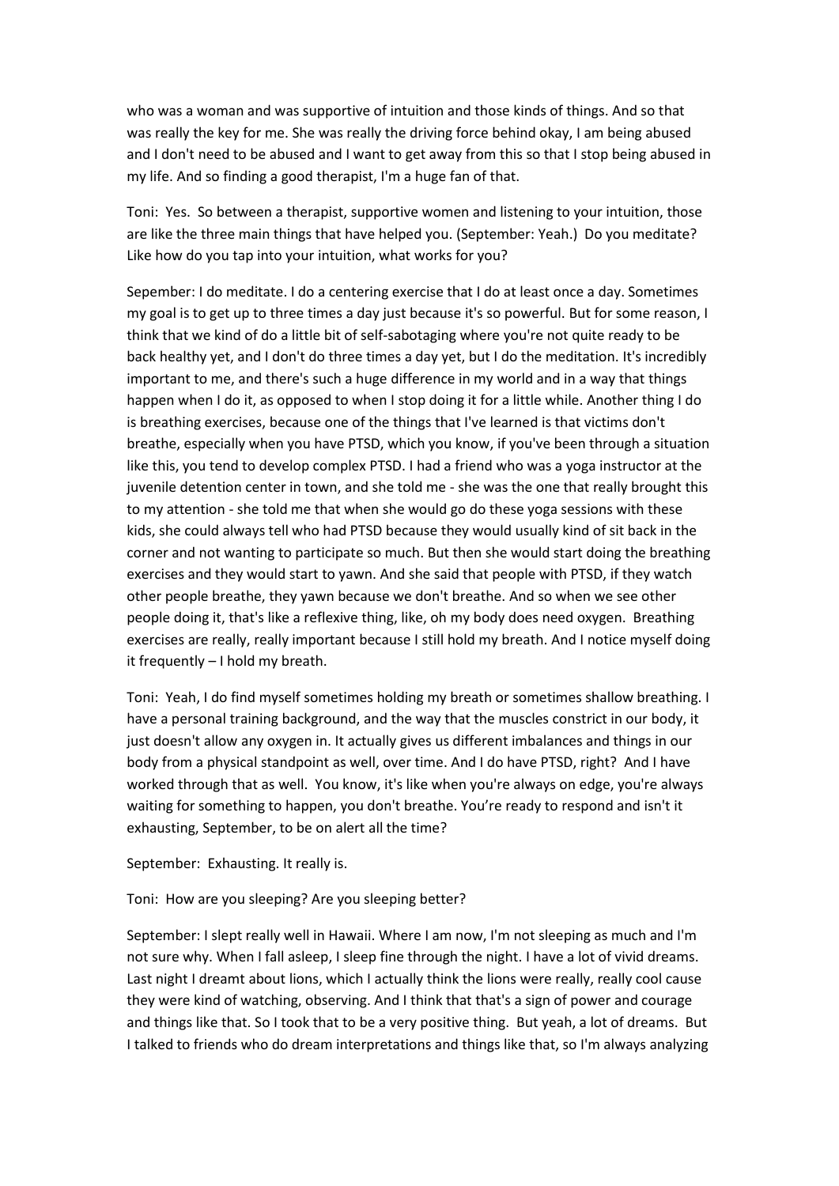who was a woman and was supportive of intuition and those kinds of things. And so that was really the key for me. She was really the driving force behind okay, I am being abused and I don't need to be abused and I want to get away from this so that I stop being abused in my life. And so finding a good therapist, I'm a huge fan of that.

Toni: Yes. So between a therapist, supportive women and listening to your intuition, those are like the three main things that have helped you. (September: Yeah.) Do you meditate? Like how do you tap into your intuition, what works for you?

Sepember: I do meditate. I do a centering exercise that I do at least once a day. Sometimes my goal is to get up to three times a day just because it's so powerful. But for some reason, I think that we kind of do a little bit of self-sabotaging where you're not quite ready to be back healthy yet, and I don't do three times a day yet, but I do the meditation. It's incredibly important to me, and there's such a huge difference in my world and in a way that things happen when I do it, as opposed to when I stop doing it for a little while. Another thing I do is breathing exercises, because one of the things that I've learned is that victims don't breathe, especially when you have PTSD, which you know, if you've been through a situation like this, you tend to develop complex PTSD. I had a friend who was a yoga instructor at the juvenile detention center in town, and she told me - she was the one that really brought this to my attention - she told me that when she would go do these yoga sessions with these kids, she could always tell who had PTSD because they would usually kind of sit back in the corner and not wanting to participate so much. But then she would start doing the breathing exercises and they would start to yawn. And she said that people with PTSD, if they watch other people breathe, they yawn because we don't breathe. And so when we see other people doing it, that's like a reflexive thing, like, oh my body does need oxygen. Breathing exercises are really, really important because I still hold my breath. And I notice myself doing it frequently – I hold my breath.

Toni: Yeah, I do find myself sometimes holding my breath or sometimes shallow breathing. I have a personal training background, and the way that the muscles constrict in our body, it just doesn't allow any oxygen in. It actually gives us different imbalances and things in our body from a physical standpoint as well, over time. And I do have PTSD, right? And I have worked through that as well. You know, it's like when you're always on edge, you're always waiting for something to happen, you don't breathe. You're ready to respond and isn't it exhausting, September, to be on alert all the time?

September: Exhausting. It really is.

Toni: How are you sleeping? Are you sleeping better?

September: I slept really well in Hawaii. Where I am now, I'm not sleeping as much and I'm not sure why. When I fall asleep, I sleep fine through the night. I have a lot of vivid dreams. Last night I dreamt about lions, which I actually think the lions were really, really cool cause they were kind of watching, observing. And I think that that's a sign of power and courage and things like that. So I took that to be a very positive thing. But yeah, a lot of dreams. But I talked to friends who do dream interpretations and things like that, so I'm always analyzing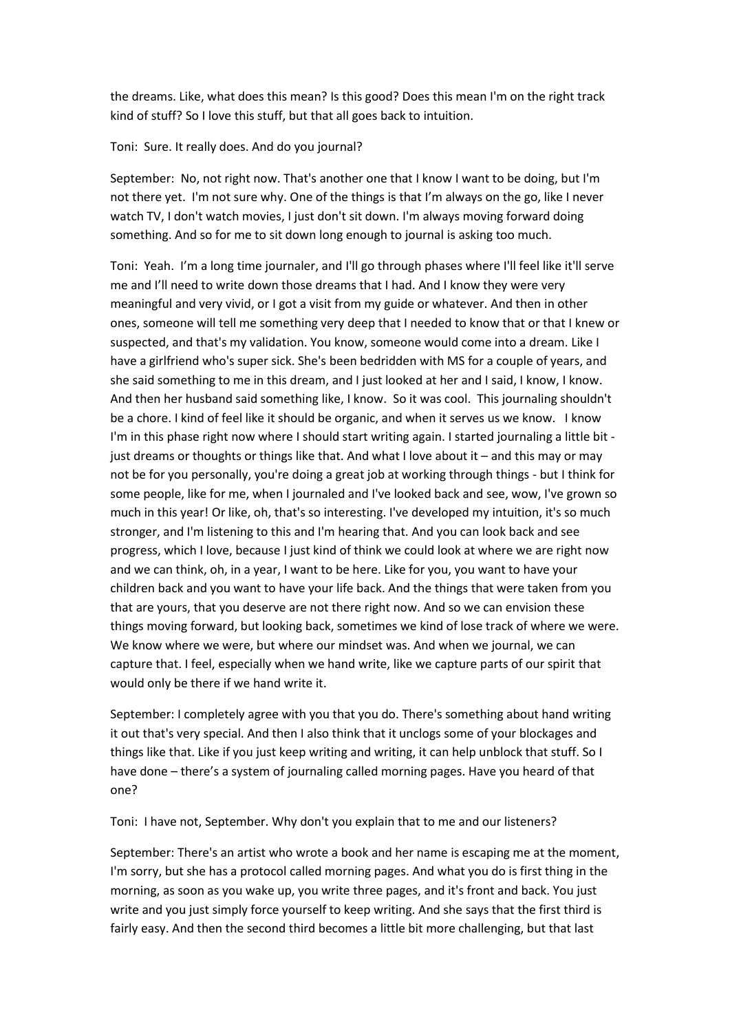the dreams. Like, what does this mean? Is this good? Does this mean I'm on the right track kind of stuff? So I love this stuff, but that all goes back to intuition.

Toni: Sure. It really does. And do you journal?

September: No, not right now. That's another one that I know I want to be doing, but I'm not there yet. I'm not sure why. One of the things is that I'm always on the go, like I never watch TV, I don't watch movies, I just don't sit down. I'm always moving forward doing something. And so for me to sit down long enough to journal is asking too much.

Toni: Yeah. I'm a long time journaler, and I'll go through phases where I'll feel like it'll serve me and I'll need to write down those dreams that I had. And I know they were very meaningful and very vivid, or I got a visit from my guide or whatever. And then in other ones, someone will tell me something very deep that I needed to know that or that I knew or suspected, and that's my validation. You know, someone would come into a dream. Like I have a girlfriend who's super sick. She's been bedridden with MS for a couple of years, and she said something to me in this dream, and I just looked at her and I said, I know, I know. And then her husband said something like, I know. So it was cool. This journaling shouldn't be a chore. I kind of feel like it should be organic, and when it serves us we know. I know I'm in this phase right now where I should start writing again. I started journaling a little bit - just dreams or thoughts or things like that. And what I love about it – and this may or may not be for you personally, you're doing a great job at working through things - but I think for some people, like for me, when I journaled and I've looked back and see, wow, I've grown so much in this year! Or like, oh, that's so interesting. I've developed my intuition, it's so much stronger, and I'm listening to this and I'm hearing that. And you can look back and see progress, which I love, because I just kind of think we could look at where we are right now and we can think, oh, in a year, I want to be here. Like for you, you want to have your children back and you want to have your life back. And the things that were taken from you that are yours, that you deserve are not there right now. And so we can envision these things moving forward, but looking back, sometimes we kind of lose track of where we were. We know where we were, but where our mindset was. And when we journal, we can capture that. I feel, especially when we hand write, like we capture parts of our spirit that would only be there if we hand write it.

September: I completely agree with you that you do. There's something about hand writing it out that's very special. And then I also think that it unclogs some of your blockages and things like that. Like if you just keep writing and writing, it can help unblock that stuff. So I have done – there's a system of journaling called morning pages. Have you heard of that one?

Toni: I have not, September. Why don't you explain that to me and our listeners?

September: There's an artist who wrote a book and her name is escaping me at the moment, I'm sorry, but she has a protocol called morning pages. And what you do is first thing in the morning, as soon as you wake up, you write three pages, and it's front and back. You just write and you just simply force yourself to keep writing. And she says that the first third is fairly easy. And then the second third becomes a little bit more challenging, but that last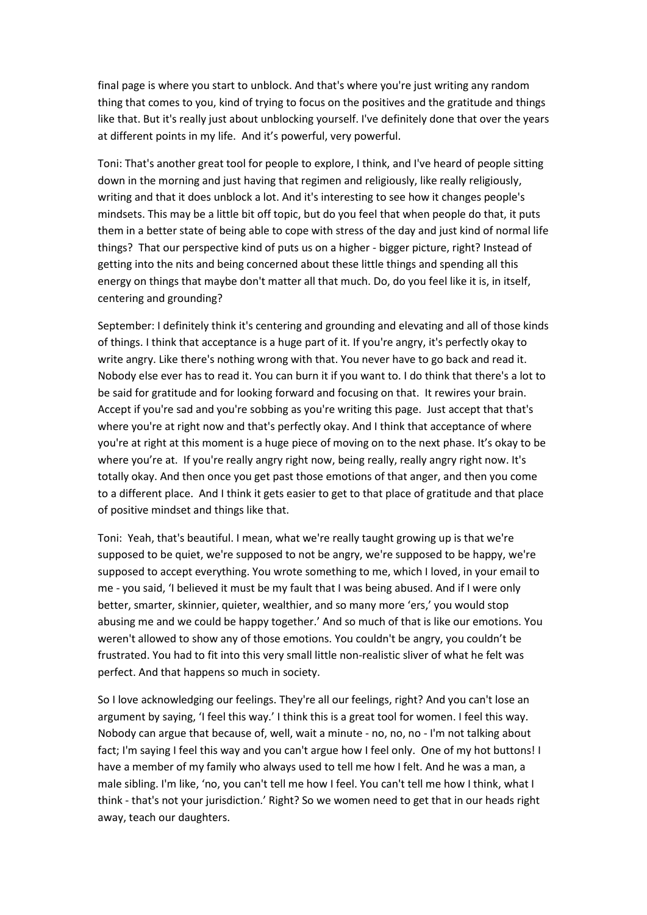final page is where you start to unblock. And that's where you're just writing any random thing that comes to you, kind of trying to focus on the positives and the gratitude and things like that. But it's really just about unblocking yourself. I've definitely done that over the years at different points in my life. And it's powerful, very powerful.

Toni: That's another great tool for people to explore, I think, and I've heard of people sitting down in the morning and just having that regimen and religiously, like really religiously, writing and that it does unblock a lot. And it's interesting to see how it changes people's mindsets. This may be a little bit off topic, but do you feel that when people do that, it puts them in a better state of being able to cope with stress of the day and just kind of normal life things? That our perspective kind of puts us on a higher - bigger picture, right? Instead of getting into the nits and being concerned about these little things and spending all this energy on things that maybe don't matter all that much. Do, do you feel like it is, in itself, centering and grounding?

September: I definitely think it's centering and grounding and elevating and all of those kinds of things. I think that acceptance is a huge part of it. If you're angry, it's perfectly okay to write angry. Like there's nothing wrong with that. You never have to go back and read it. Nobody else ever has to read it. You can burn it if you want to. I do think that there's a lot to be said for gratitude and for looking forward and focusing on that. It rewires your brain. Accept if you're sad and you're sobbing as you're writing this page. Just accept that that's where you're at right now and that's perfectly okay. And I think that acceptance of where you're at right at this moment is a huge piece of moving on to the next phase. It's okay to be where you're at. If you're really angry right now, being really, really angry right now. It's totally okay. And then once you get past those emotions of that anger, and then you come to a different place. And I think it gets easier to get to that place of gratitude and that place of positive mindset and things like that.

Toni: Yeah, that's beautiful. I mean, what we're really taught growing up is that we're supposed to be quiet, we're supposed to not be angry, we're supposed to be happy, we're supposed to accept everything. You wrote something to me, which I loved, in your email to me - you said, 'I believed it must be my fault that I was being abused. And if I were only better, smarter, skinnier, quieter, wealthier, and so many more 'ers,' you would stop abusing me and we could be happy together.' And so much of that is like our emotions. You weren't allowed to show any of those emotions. You couldn't be angry, you couldn't be frustrated. You had to fit into this very small little non-realistic sliver of what he felt was perfect. And that happens so much in society.

So I love acknowledging our feelings. They're all our feelings, right? And you can't lose an argument by saying, 'I feel this way.' I think this is a great tool for women. I feel this way. Nobody can argue that because of, well, wait a minute - no, no, no - I'm not talking about fact; I'm saying I feel this way and you can't argue how I feel only. One of my hot buttons! I have a member of my family who always used to tell me how I felt. And he was a man, a male sibling. I'm like, 'no, you can't tell me how I feel. You can't tell me how I think, what I think - that's not your jurisdiction.' Right? So we women need to get that in our heads right away, teach our daughters.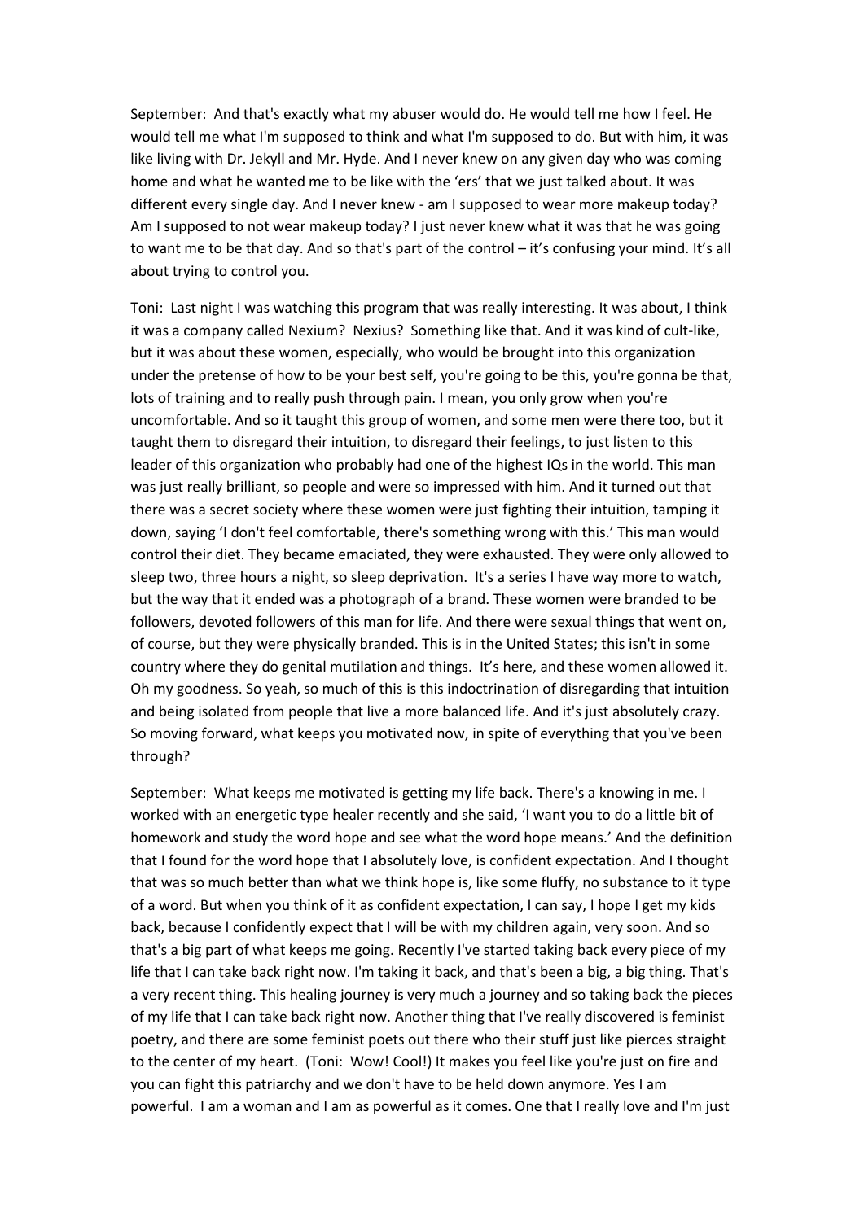September: And that's exactly what my abuser would do. He would tell me how I feel. He would tell me what I'm supposed to think and what I'm supposed to do. But with him, it was like living with Dr. Jekyll and Mr. Hyde. And I never knew on any given day who was coming home and what he wanted me to be like with the 'ers' that we just talked about. It was different every single day. And I never knew - am I supposed to wear more makeup today? Am I supposed to not wear makeup today? I just never knew what it was that he was going to want me to be that day. And so that's part of the control – it's confusing your mind. It's all about trying to control you.

Toni: Last night I was watching this program that was really interesting. It was about, I think it was a company called Nexium? Nexius? Something like that. And it was kind of cult-like, but it was about these women, especially, who would be brought into this organization under the pretense of how to be your best self, you're going to be this, you're gonna be that, lots of training and to really push through pain. I mean, you only grow when you're uncomfortable. And so it taught this group of women, and some men were there too, but it taught them to disregard their intuition, to disregard their feelings, to just listen to this leader of this organization who probably had one of the highest IQs in the world. This man was just really brilliant, so people and were so impressed with him. And it turned out that there was a secret society where these women were just fighting their intuition, tamping it down, saying 'I don't feel comfortable, there's something wrong with this.' This man would control their diet. They became emaciated, they were exhausted. They were only allowed to sleep two, three hours a night, so sleep deprivation. It's a series I have way more to watch, but the way that it ended was a photograph of a brand. These women were branded to be followers, devoted followers of this man for life. And there were sexual things that went on, of course, but they were physically branded. This is in the United States; this isn't in some country where they do genital mutilation and things. It's here, and these women allowed it. Oh my goodness. So yeah, so much of this is this indoctrination of disregarding that intuition and being isolated from people that live a more balanced life. And it's just absolutely crazy. So moving forward, what keeps you motivated now, in spite of everything that you've been through?

September: What keeps me motivated is getting my life back. There's a knowing in me. I worked with an energetic type healer recently and she said, 'I want you to do a little bit of homework and study the word hope and see what the word hope means.' And the definition that I found for the word hope that I absolutely love, is confident expectation. And I thought that was so much better than what we think hope is, like some fluffy, no substance to it type of a word. But when you think of it as confident expectation, I can say, I hope I get my kids back, because I confidently expect that I will be with my children again, very soon. And so that's a big part of what keeps me going. Recently I've started taking back every piece of my life that I can take back right now. I'm taking it back, and that's been a big, a big thing. That's a very recent thing. This healing journey is very much a journey and so taking back the pieces of my life that I can take back right now. Another thing that I've really discovered is feminist poetry, and there are some feminist poets out there who their stuff just like pierces straight to the center of my heart. (Toni: Wow! Cool!) It makes you feel like you're just on fire and you can fight this patriarchy and we don't have to be held down anymore. Yes I am powerful. I am a woman and I am as powerful as it comes. One that I really love and I'm just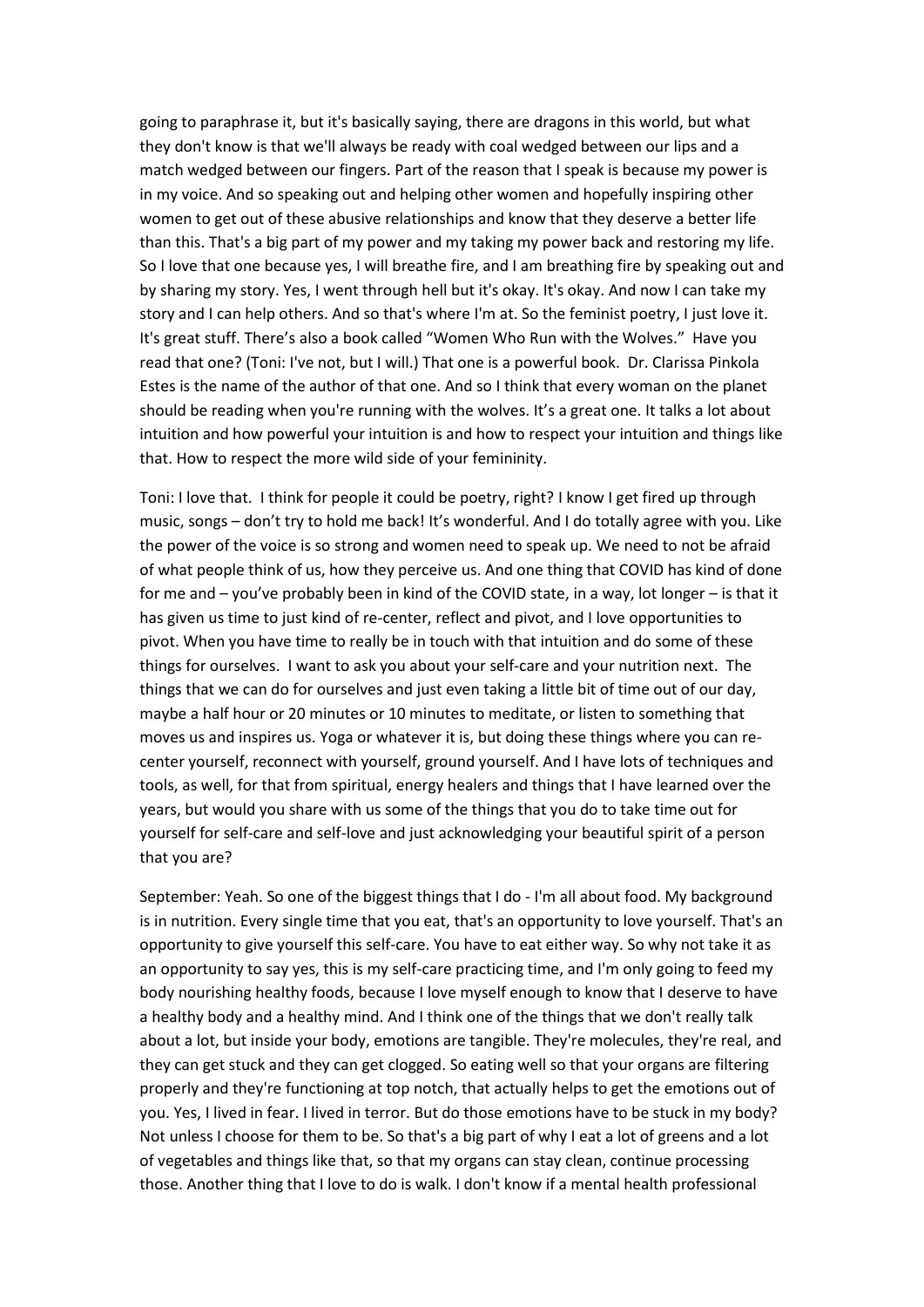going to paraphrase it, but it's basically saying, there are dragons in this world, but what they don't know is that we'll always be ready with coal wedged between our lips and a match wedged between our fingers. Part of the reason that I speak is because my power is in my voice. And so speaking out and helping other women and hopefully inspiring other women to get out of these abusive relationships and know that they deserve a better life than this. That's a big part of my power and my taking my power back and restoring my life. So I love that one because yes, I will breathe fire, and I am breathing fire by speaking out and by sharing my story. Yes, I went through hell but it's okay. It's okay. And now I can take my story and I can help others. And so that's where I'm at. So the feminist poetry, I just love it. It's great stuff. There's also a book called "Women Who Run with the Wolves." Have you read that one? (Toni: I've not, but I will.) That one is a powerful book. Dr. Clarissa Pinkola Estes is the name of the author of that one. And so I think that every woman on the planet should be reading when you're running with the wolves. It's a great one. It talks a lot about intuition and how powerful your intuition is and how to respect your intuition and things like that. How to respect the more wild side of your femininity.

Toni: I love that. I think for people it could be poetry, right? I know I get fired up through music, songs – don't try to hold me back! It's wonderful. And I do totally agree with you. Like the power of the voice is so strong and women need to speak up. We need to not be afraid of what people think of us, how they perceive us. And one thing that COVID has kind of done for me and – you've probably been in kind of the COVID state, in a way, lot longer – is that it has given us time to just kind of re-center, reflect and pivot, and I love opportunities to pivot. When you have time to really be in touch with that intuition and do some of these things for ourselves. I want to ask you about your self-care and your nutrition next. The things that we can do for ourselves and just even taking a little bit of time out of our day, maybe a half hour or 20 minutes or 10 minutes to meditate, or listen to something that moves us and inspires us. Yoga or whatever it is, but doing these things where you can re-center yourself, reconnect with yourself, ground yourself. And I have lots of techniques and tools, as well, for that from spiritual, energy healers and things that I have learned over the years, but would you share with us some of the things that you do to take time out for yourself for self-care and self-love and just acknowledging your beautiful spirit of a person that you are?

September: Yeah. So one of the biggest things that I do - I'm all about food. My background is in nutrition. Every single time that you eat, that's an opportunity to love yourself. That's an opportunity to give yourself this self-care. You have to eat either way. So why not take it as an opportunity to say yes, this is my self-care practicing time, and I'm only going to feed my body nourishing healthy foods, because I love myself enough to know that I deserve to have a healthy body and a healthy mind. And I think one of the things that we don't really talk about a lot, but inside your body, emotions are tangible. They're molecules, they're real, and they can get stuck and they can get clogged. So eating well so that your organs are filtering properly and they're functioning at top notch, that actually helps to get the emotions out of you. Yes, I lived in fear. I lived in terror. But do those emotions have to be stuck in my body? Not unless I choose for them to be. So that's a big part of why I eat a lot of greens and a lot of vegetables and things like that, so that my organs can stay clean, continue processing those. Another thing that I love to do is walk. I don't know if a mental health professional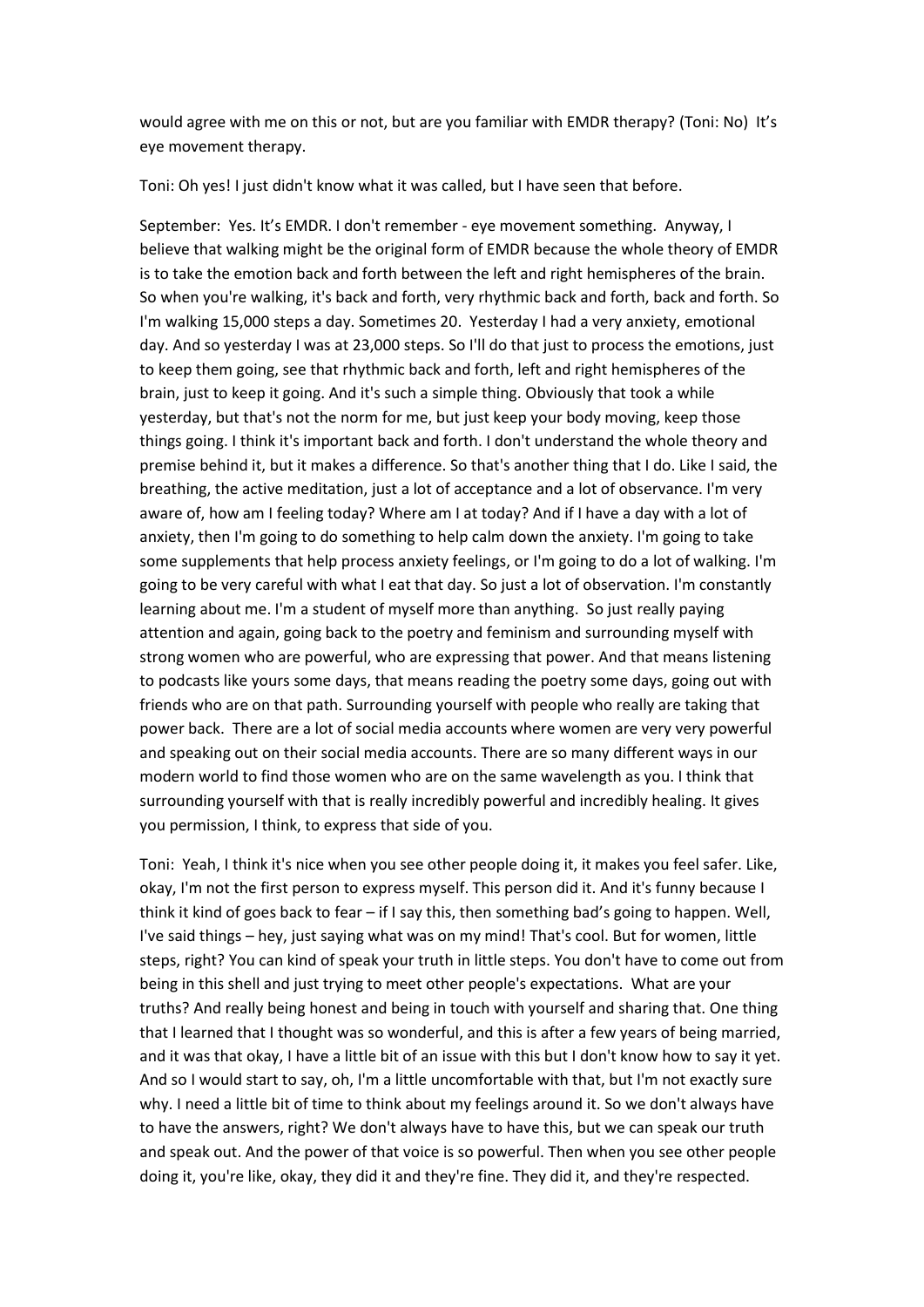would agree with me on this or not, but are you familiar with EMDR therapy? (Toni: No) It's eye movement therapy.

Toni: Oh yes! I just didn't know what it was called, but I have seen that before.

September: Yes. It's EMDR. I don't remember - eye movement something. Anyway, I believe that walking might be the original form of EMDR because the whole theory of EMDR is to take the emotion back and forth between the left and right hemispheres of the brain. So when you're walking, it's back and forth, very rhythmic back and forth, back and forth. So I'm walking 15,000 steps a day. Sometimes 20. Yesterday I had a very anxiety, emotional day. And so yesterday I was at 23,000 steps. So I'll do that just to process the emotions, just to keep them going, see that rhythmic back and forth, left and right hemispheres of the brain, just to keep it going. And it's such a simple thing. Obviously that took a while yesterday, but that's not the norm for me, but just keep your body moving, keep those things going. I think it's important back and forth. I don't understand the whole theory and premise behind it, but it makes a difference. So that's another thing that I do. Like I said, the breathing, the active meditation, just a lot of acceptance and a lot of observance. I'm very aware of, how am I feeling today? Where am I at today? And if I have a day with a lot of anxiety, then I'm going to do something to help calm down the anxiety. I'm going to take some supplements that help process anxiety feelings, or I'm going to do a lot of walking. I'm going to be very careful with what I eat that day. So just a lot of observation. I'm constantly learning about me. I'm a student of myself more than anything. So just really paying attention and again, going back to the poetry and feminism and surrounding myself with strong women who are powerful, who are expressing that power. And that means listening to podcasts like yours some days, that means reading the poetry some days, going out with friends who are on that path. Surrounding yourself with people who really are taking that power back. There are a lot of social media accounts where women are very very powerful and speaking out on their social media accounts. There are so many different ways in our modern world to find those women who are on the same wavelength as you. I think that surrounding yourself with that is really incredibly powerful and incredibly healing. It gives you permission, I think, to express that side of you.

Toni: Yeah, I think it's nice when you see other people doing it, it makes you feel safer. Like, okay, I'm not the first person to express myself. This person did it. And it's funny because I think it kind of goes back to fear – if I say this, then something bad's going to happen. Well, I've said things – hey, just saying what was on my mind! That's cool. But for women, little steps, right? You can kind of speak your truth in little steps. You don't have to come out from being in this shell and just trying to meet other people's expectations. What are your truths? And really being honest and being in touch with yourself and sharing that. One thing that I learned that I thought was so wonderful, and this is after a few years of being married, and it was that okay, I have a little bit of an issue with this but I don't know how to say it yet. And so I would start to say, oh, I'm a little uncomfortable with that, but I'm not exactly sure why. I need a little bit of time to think about my feelings around it. So we don't always have to have the answers, right? We don't always have to have this, but we can speak our truth and speak out. And the power of that voice is so powerful. Then when you see other people doing it, you're like, okay, they did it and they're fine. They did it, and they're respected.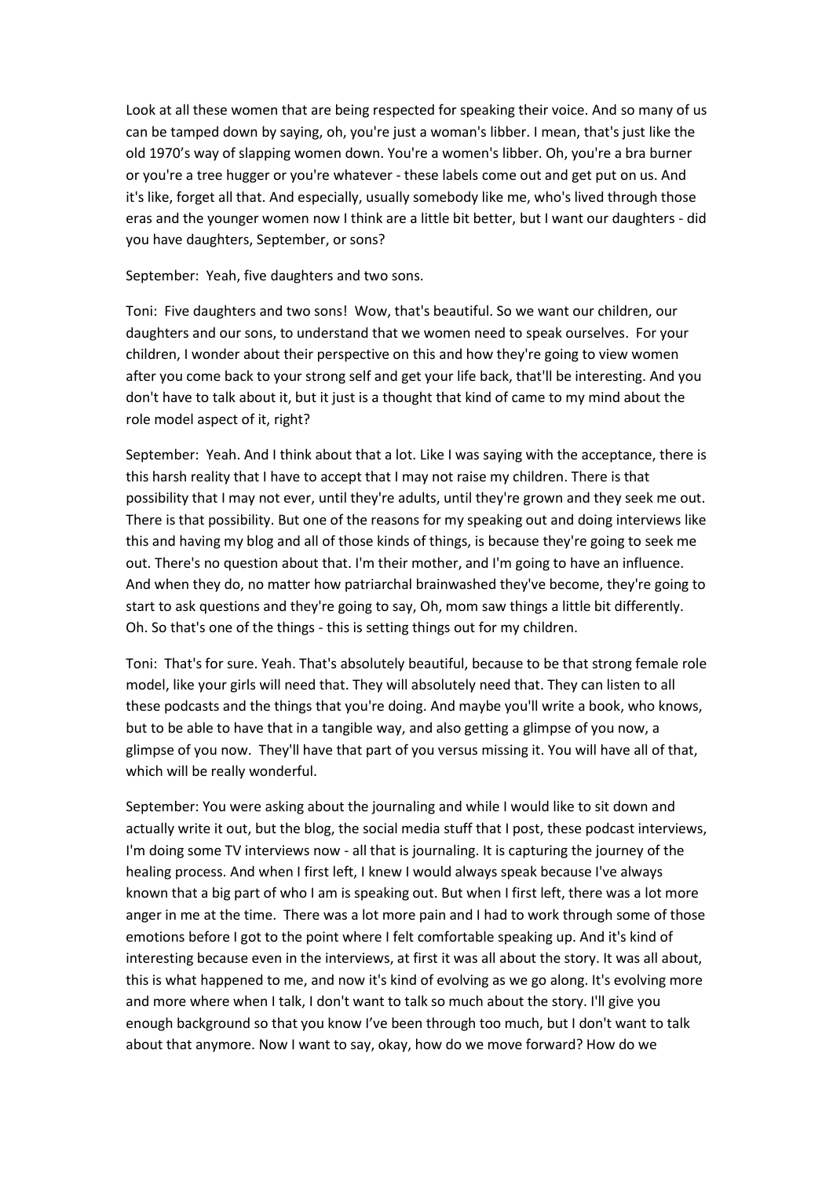Look at all these women that are being respected for speaking their voice. And so many of us can be tamped down by saying, oh, you're just a woman's libber. I mean, that's just like the old 1970's way of slapping women down. You're a women's libber. Oh, you're a bra burner or you're a tree hugger or you're whatever - these labels come out and get put on us. And it's like, forget all that. And especially, usually somebody like me, who's lived through those eras and the younger women now I think are a little bit better, but I want our daughters - did you have daughters, September, or sons?

September: Yeah, five daughters and two sons.

Toni: Five daughters and two sons! Wow, that's beautiful. So we want our children, our daughters and our sons, to understand that we women need to speak ourselves. For your children, I wonder about their perspective on this and how they're going to view women after you come back to your strong self and get your life back, that'll be interesting. And you don't have to talk about it, but it just is a thought that kind of came to my mind about the role model aspect of it, right?

September: Yeah. And I think about that a lot. Like I was saying with the acceptance, there is this harsh reality that I have to accept that I may not raise my children. There is that possibility that I may not ever, until they're adults, until they're grown and they seek me out. There is that possibility. But one of the reasons for my speaking out and doing interviews like this and having my blog and all of those kinds of things, is because they're going to seek me out. There's no question about that. I'm their mother, and I'm going to have an influence. And when they do, no matter how patriarchal brainwashed they've become, they're going to start to ask questions and they're going to say, Oh, mom saw things a little bit differently. Oh. So that's one of the things - this is setting things out for my children.

Toni: That's for sure. Yeah. That's absolutely beautiful, because to be that strong female role model, like your girls will need that. They will absolutely need that. They can listen to all these podcasts and the things that you're doing. And maybe you'll write a book, who knows, but to be able to have that in a tangible way, and also getting a glimpse of you now, a glimpse of you now. They'll have that part of you versus missing it. You will have all of that, which will be really wonderful.

September: You were asking about the journaling and while I would like to sit down and actually write it out, but the blog, the social media stuff that I post, these podcast interviews, I'm doing some TV interviews now - all that is journaling. It is capturing the journey of the healing process. And when I first left, I knew I would always speak because I've always known that a big part of who I am is speaking out. But when I first left, there was a lot more anger in me at the time. There was a lot more pain and I had to work through some of those emotions before I got to the point where I felt comfortable speaking up. And it's kind of interesting because even in the interviews, at first it was all about the story. It was all about, this is what happened to me, and now it's kind of evolving as we go along. It's evolving more and more where when I talk, I don't want to talk so much about the story. I'll give you enough background so that you know I've been through too much, but I don't want to talk about that anymore. Now I want to say, okay, how do we move forward? How do we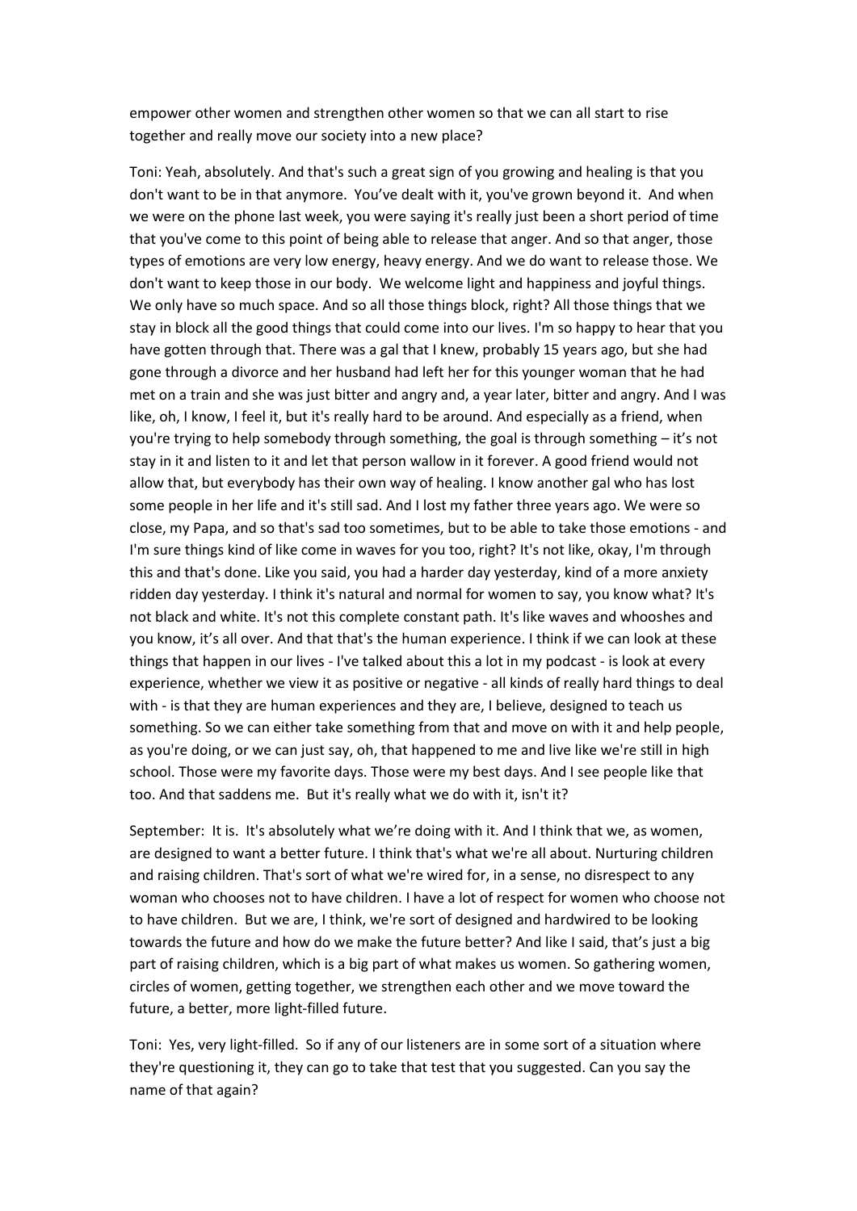empower other women and strengthen other women so that we can all start to rise together and really move our society into a new place?

Toni: Yeah, absolutely. And that's such a great sign of you growing and healing is that you don't want to be in that anymore. You've dealt with it, you've grown beyond it. And when we were on the phone last week, you were saying it's really just been a short period of time that you've come to this point of being able to release that anger. And so that anger, those types of emotions are very low energy, heavy energy. And we do want to release those. We don't want to keep those in our body. We welcome light and happiness and joyful things. We only have so much space. And so all those things block, right? All those things that we stay in block all the good things that could come into our lives. I'm so happy to hear that you have gotten through that. There was a gal that I knew, probably 15 years ago, but she had gone through a divorce and her husband had left her for this younger woman that he had met on a train and she was just bitter and angry and, a year later, bitter and angry. And I was like, oh, I know, I feel it, but it's really hard to be around. And especially as a friend, when you're trying to help somebody through something, the goal is through something – it's not stay in it and listen to it and let that person wallow in it forever. A good friend would not allow that, but everybody has their own way of healing. I know another gal who has lost some people in her life and it's still sad. And I lost my father three years ago. We were so close, my Papa, and so that's sad too sometimes, but to be able to take those emotions - and I'm sure things kind of like come in waves for you too, right? It's not like, okay, I'm through this and that's done. Like you said, you had a harder day yesterday, kind of a more anxiety ridden day yesterday. I think it's natural and normal for women to say, you know what? It's not black and white. It's not this complete constant path. It's like waves and whooshes and you know, it's all over. And that that's the human experience. I think if we can look at these things that happen in our lives - I've talked about this a lot in my podcast - is look at every experience, whether we view it as positive or negative - all kinds of really hard things to deal with - is that they are human experiences and they are, I believe, designed to teach us something. So we can either take something from that and move on with it and help people, as you're doing, or we can just say, oh, that happened to me and live like we're still in high school. Those were my favorite days. Those were my best days. And I see people like that too. And that saddens me. But it's really what we do with it, isn't it?

September: It is. It's absolutely what we're doing with it. And I think that we, as women, are designed to want a better future. I think that's what we're all about. Nurturing children and raising children. That's sort of what we're wired for, in a sense, no disrespect to any woman who chooses not to have children. I have a lot of respect for women who choose not to have children. But we are, I think, we're sort of designed and hardwired to be looking towards the future and how do we make the future better? And like I said, that's just a big part of raising children, which is a big part of what makes us women. So gathering women, circles of women, getting together, we strengthen each other and we move toward the future, a better, more light-filled future.

Toni: Yes, very light-filled. So if any of our listeners are in some sort of a situation where they're questioning it, they can go to take that test that you suggested. Can you say the name of that again?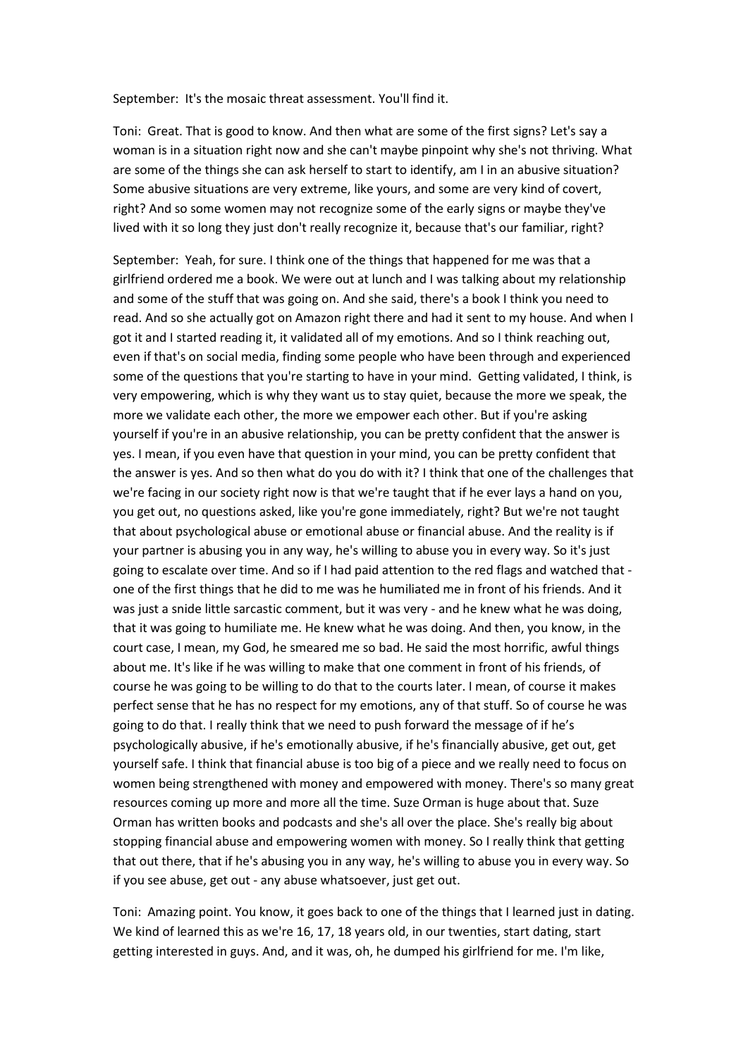September: It's the mosaic threat assessment. You'll find it.

Toni: Great. That is good to know. And then what are some of the first signs? Let's say a woman is in a situation right now and she can't maybe pinpoint why she's not thriving. What are some of the things she can ask herself to start to identify, am I in an abusive situation? Some abusive situations are very extreme, like yours, and some are very kind of covert, right? And so some women may not recognize some of the early signs or maybe they've lived with it so long they just don't really recognize it, because that's our familiar, right?

September: Yeah, for sure. I think one of the things that happened for me was that a girlfriend ordered me a book. We were out at lunch and I was talking about my relationship and some of the stuff that was going on. And she said, there's a book I think you need to read. And so she actually got on Amazon right there and had it sent to my house. And when I got it and I started reading it, it validated all of my emotions. And so I think reaching out, even if that's on social media, finding some people who have been through and experienced some of the questions that you're starting to have in your mind. Getting validated, I think, is very empowering, which is why they want us to stay quiet, because the more we speak, the more we validate each other, the more we empower each other. But if you're asking yourself if you're in an abusive relationship, you can be pretty confident that the answer is yes. I mean, if you even have that question in your mind, you can be pretty confident that the answer is yes. And so then what do you do with it? I think that one of the challenges that we're facing in our society right now is that we're taught that if he ever lays a hand on you, you get out, no questions asked, like you're gone immediately, right? But we're not taught that about psychological abuse or emotional abuse or financial abuse. And the reality is if your partner is abusing you in any way, he's willing to abuse you in every way. So it's just going to escalate over time. And so if I had paid attention to the red flags and watched that - one of the first things that he did to me was he humiliated me in front of his friends. And it was just a snide little sarcastic comment, but it was very - and he knew what he was doing, that it was going to humiliate me. He knew what he was doing. And then, you know, in the court case, I mean, my God, he smeared me so bad. He said the most horrific, awful things about me. It's like if he was willing to make that one comment in front of his friends, of course he was going to be willing to do that to the courts later. I mean, of course it makes perfect sense that he has no respect for my emotions, any of that stuff. So of course he was going to do that. I really think that we need to push forward the message of if he's psychologically abusive, if he's emotionally abusive, if he's financially abusive, get out, get yourself safe. I think that financial abuse is too big of a piece and we really need to focus on women being strengthened with money and empowered with money. There's so many great resources coming up more and more all the time. Suze Orman is huge about that. Suze Orman has written books and podcasts and she's all over the place. She's really big about stopping financial abuse and empowering women with money. So I really think that getting that out there, that if he's abusing you in any way, he's willing to abuse you in every way. So if you see abuse, get out - any abuse whatsoever, just get out.

Toni: Amazing point. You know, it goes back to one of the things that I learned just in dating. We kind of learned this as we're 16, 17, 18 years old, in our twenties, start dating, start getting interested in guys. And, and it was, oh, he dumped his girlfriend for me. I'm like,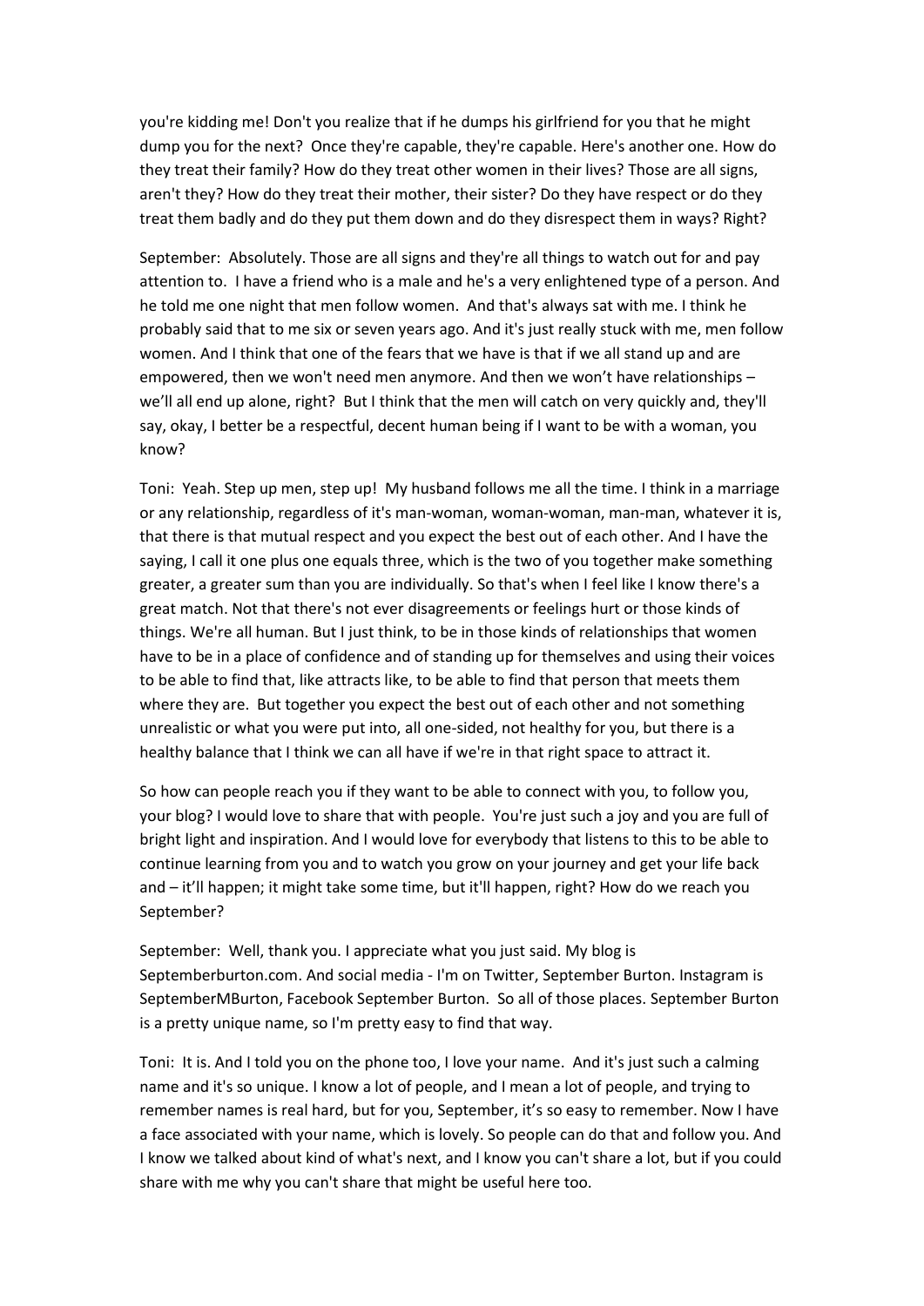you're kidding me! Don't you realize that if he dumps his girlfriend for you that he might dump you for the next? Once they're capable, they're capable. Here's another one. How do they treat their family? How do they treat other women in their lives? Those are all signs, aren't they? How do they treat their mother, their sister? Do they have respect or do they treat them badly and do they put them down and do they disrespect them in ways? Right?

September: Absolutely. Those are all signs and they're all things to watch out for and pay attention to. I have a friend who is a male and he's a very enlightened type of a person. And he told me one night that men follow women. And that's always sat with me. I think he probably said that to me six or seven years ago. And it's just really stuck with me, men follow women. And I think that one of the fears that we have is that if we all stand up and are empowered, then we won't need men anymore. And then we won't have relationships – we'll all end up alone, right? But I think that the men will catch on very quickly and, they'll say, okay, I better be a respectful, decent human being if I want to be with a woman, you know?

Toni: Yeah. Step up men, step up! My husband follows me all the time. I think in a marriage or any relationship, regardless of it's man-woman, woman-woman, man-man, whatever it is, that there is that mutual respect and you expect the best out of each other. And I have the saying, I call it one plus one equals three, which is the two of you together make something greater, a greater sum than you are individually. So that's when I feel like I know there's a great match. Not that there's not ever disagreements or feelings hurt or those kinds of things. We're all human. But I just think, to be in those kinds of relationships that women have to be in a place of confidence and of standing up for themselves and using their voices to be able to find that, like attracts like, to be able to find that person that meets them where they are. But together you expect the best out of each other and not something unrealistic or what you were put into, all one-sided, not healthy for you, but there is a healthy balance that I think we can all have if we're in that right space to attract it.

So how can people reach you if they want to be able to connect with you, to follow you, your blog? I would love to share that with people. You're just such a joy and you are full of bright light and inspiration. And I would love for everybody that listens to this to be able to continue learning from you and to watch you grow on your journey and get your life back and – it'll happen; it might take some time, but it'll happen, right? How do we reach you September?

September: Well, thank you. I appreciate what you just said. My blog is Septemberburton.com. And social media - I'm on Twitter, September Burton. Instagram is SeptemberMBurton, Facebook September Burton. So all of those places. September Burton is a pretty unique name, so I'm pretty easy to find that way.

Toni: It is. And I told you on the phone too, I love your name. And it's just such a calming name and it's so unique. I know a lot of people, and I mean a lot of people, and trying to remember names is real hard, but for you, September, it's so easy to remember. Now I have a face associated with your name, which is lovely. So people can do that and follow you. And I know we talked about kind of what's next, and I know you can't share a lot, but if you could share with me why you can't share that might be useful here too.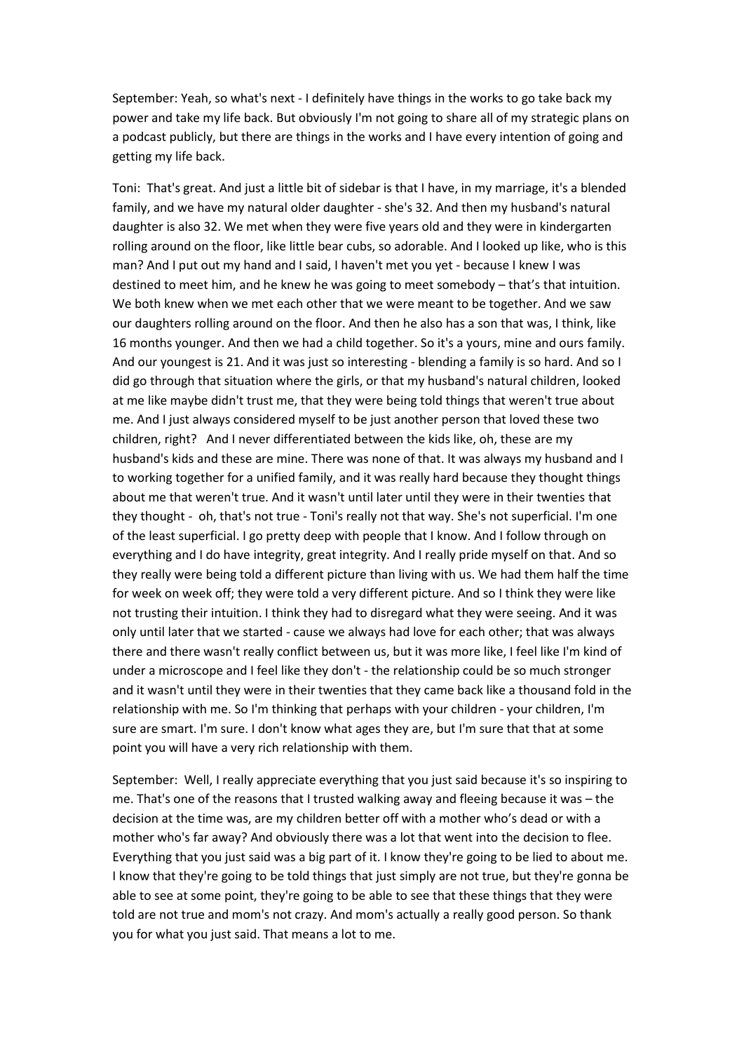September: Yeah, so what's next - I definitely have things in the works to go take back my power and take my life back. But obviously I'm not going to share all of my strategic plans on a podcast publicly, but there are things in the works and I have every intention of going and getting my life back.

Toni: That's great. And just a little bit of sidebar is that I have, in my marriage, it's a blended family, and we have my natural older daughter - she's 32. And then my husband's natural daughter is also 32. We met when they were five years old and they were in kindergarten rolling around on the floor, like little bear cubs, so adorable. And I looked up like, who is this man? And I put out my hand and I said, I haven't met you yet - because I knew I was destined to meet him, and he knew he was going to meet somebody – that's that intuition. We both knew when we met each other that we were meant to be together. And we saw our daughters rolling around on the floor. And then he also has a son that was, I think, like 16 months younger. And then we had a child together. So it's a yours, mine and ours family. And our youngest is 21. And it was just so interesting - blending a family is so hard. And so I did go through that situation where the girls, or that my husband's natural children, looked at me like maybe didn't trust me, that they were being told things that weren't true about me. And I just always considered myself to be just another person that loved these two children, right? And I never differentiated between the kids like, oh, these are my husband's kids and these are mine. There was none of that. It was always my husband and I to working together for a unified family, and it was really hard because they thought things about me that weren't true. And it wasn't until later until they were in their twenties that they thought - oh, that's not true - Toni's really not that way. She's not superficial. I'm one of the least superficial. I go pretty deep with people that I know. And I follow through on everything and I do have integrity, great integrity. And I really pride myself on that. And so they really were being told a different picture than living with us. We had them half the time for week on week off; they were told a very different picture. And so I think they were like not trusting their intuition. I think they had to disregard what they were seeing. And it was only until later that we started - cause we always had love for each other; that was always there and there wasn't really conflict between us, but it was more like, I feel like I'm kind of under a microscope and I feel like they don't - the relationship could be so much stronger and it wasn't until they were in their twenties that they came back like a thousand fold in the relationship with me. So I'm thinking that perhaps with your children - your children, I'm sure are smart. I'm sure. I don't know what ages they are, but I'm sure that that at some point you will have a very rich relationship with them.

September: Well, I really appreciate everything that you just said because it's so inspiring to me. That's one of the reasons that I trusted walking away and fleeing because it was – the decision at the time was, are my children better off with a mother who's dead or with a mother who's far away? And obviously there was a lot that went into the decision to flee. Everything that you just said was a big part of it. I know they're going to be lied to about me. I know that they're going to be told things that just simply are not true, but they're gonna be able to see at some point, they're going to be able to see that these things that they were told are not true and mom's not crazy. And mom's actually a really good person. So thank you for what you just said. That means a lot to me.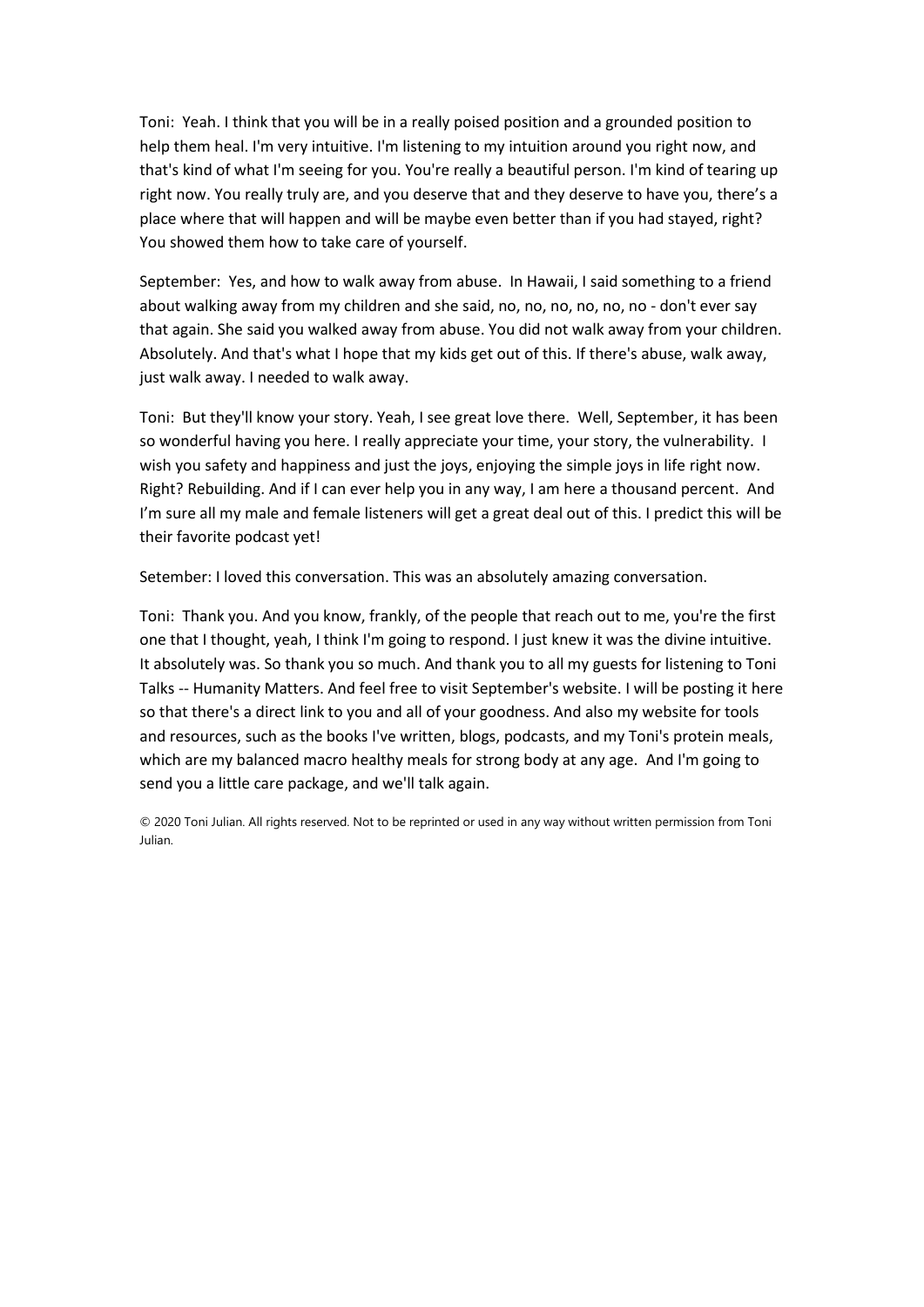Toni: Yeah. I think that you will be in a really poised position and a grounded position to help them heal. I'm very intuitive. I'm listening to my intuition around you right now, and that's kind of what I'm seeing for you. You're really a beautiful person. I'm kind of tearing up right now. You really truly are, and you deserve that and they deserve to have you, there's a place where that will happen and will be maybe even better than if you had stayed, right? You showed them how to take care of yourself.

September: Yes, and how to walk away from abuse. In Hawaii, I said something to a friend about walking away from my children and she said, no, no, no, no, no, no - don't ever say that again. She said you walked away from abuse. You did not walk away from your children. Absolutely. And that's what I hope that my kids get out of this. If there's abuse, walk away, just walk away. I needed to walk away.

Toni: But they'll know your story. Yeah, I see great love there. Well, September, it has been so wonderful having you here. I really appreciate your time, your story, the vulnerability. I wish you safety and happiness and just the joys, enjoying the simple joys in life right now. Right? Rebuilding. And if I can ever help you in any way, I am here a thousand percent. And I'm sure all my male and female listeners will get a great deal out of this. I predict this will be their favorite podcast yet!

Setember: I loved this conversation. This was an absolutely amazing conversation.

Toni: Thank you. And you know, frankly, of the people that reach out to me, you're the first one that I thought, yeah, I think I'm going to respond. I just knew it was the divine intuitive. It absolutely was. So thank you so much. And thank you to all my guests for listening to Toni Talks -- Humanity Matters. And feel free to visit September's website. I will be posting it here so that there's a direct link to you and all of your goodness. And also my website for tools and resources, such as the books I've written, blogs, podcasts, and my Toni's protein meals, which are my balanced macro healthy meals for strong body at any age. And I'm going to send you a little care package, and we'll talk again.

© 2020 Toni Julian. All rights reserved. Not to be reprinted or used in any way without written permission from Toni Julian.